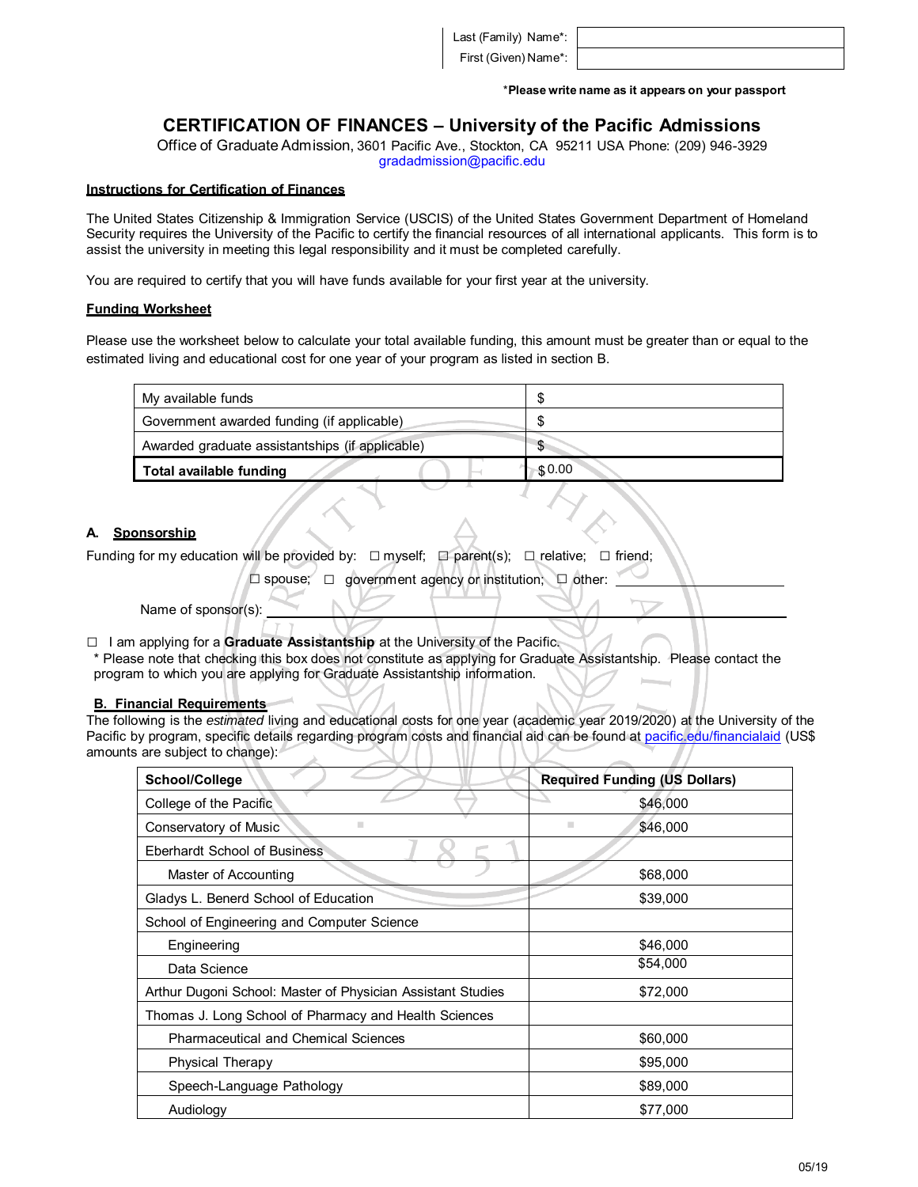| Last (Family) Name*: | |
|---|---|
| First (Given) Name*: | |

*Please write name as it appears on your passport

# CERTIFICATION OF FINANCES – University of the Pacific Admissions

Office of Graduate Admission, 3601 Pacific Ave., Stockton, CA 95211 USA Phone: (209) 946-3929
gradadmission@pacific.edu

**Instructions for Certification of Finances**

The United States Citizenship & Immigration Service (USCIS) of the United States Government Department of Homeland Security requires the University of the Pacific to certify the financial resources of all international applicants. This form is to assist the university in meeting this legal responsibility and it must be completed carefully.

You are required to certify that you will have funds available for your first year at the university.

**Funding Worksheet**

Please use the worksheet below to calculate your total available funding, this amount must be greater than or equal to the estimated living and educational cost for one year of your program as listed in section B.

| | |
|---|---|
| My available funds | $ |
| Government awarded funding (if applicable) | $ |
| Awarded graduate assistantships (if applicable) | $ |
| **Total available funding** | $ 0.00 |

## A. Sponsorship

Funding for my education will be provided by: ☐ myself; ☐ parent(s); ☐ relative; ☐ friend;
☐ spouse; ☐ government agency or institution; ☐ other: ____________________

Name of sponsor(s): ____________________________________________

☐ I am applying for a **Graduate Assistantship** at the University of the Pacific.
\* Please note that checking this box does not constitute as applying for Graduate Assistantship. Please contact the program to which you are applying for Graduate Assistantship information.

## B. Financial Requirements

The following is the *estimated* living and educational costs for one year (academic year 2019/2020) at the University of the Pacific by program, specific details regarding program costs and financial aid can be found at pacific.edu/financialaid (US$ amounts are subject to change):

| School/College | Required Funding (US Dollars) |
|---|---|
| College of the Pacific | $46,000 |
| Conservatory of Music | $46,000 |
| Eberhardt School of Business | |
| Master of Accounting | $68,000 |
| Gladys L. Benerd School of Education | $39,000 |
| School of Engineering and Computer Science | |
| Engineering | $46,000 |
| Data Science | $54,000 |
| Arthur Dugoni School: Master of Physician Assistant Studies | $72,000 |
| Thomas J. Long School of Pharmacy and Health Sciences | |
| Pharmaceutical and Chemical Sciences | $60,000 |
| Physical Therapy | $95,000 |
| Speech-Language Pathology | $89,000 |
| Audiology | $77,000 |

05/19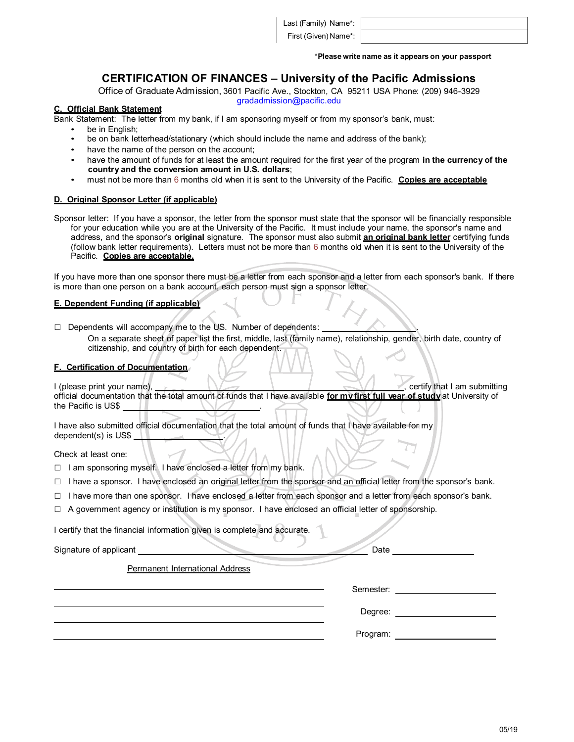Last (Family) Name*: ____________________

First (Given) Name*: ____________________

*Please write name as it appears on your passport

## CERTIFICATION OF FINANCES – University of the Pacific Admissions

Office of Graduate Admission, 3601 Pacific Ave., Stockton, CA 95211 USA Phone: (209) 946-3929
gradadmission@pacific.edu

### C. Official Bank Statement

Bank Statement: The letter from my bank, if I am sponsoring myself or from my sponsor's bank, must:

- be in English;
- be on bank letterhead/stationary (which should include the name and address of the bank);
- have the name of the person on the account;
- have the amount of funds for at least the amount required for the first year of the program **in the currency of the country and the conversion amount in U.S. dollars**;
- must not be more than 6 months old when it is sent to the University of the Pacific. **Copies are acceptable**

### D. Original Sponsor Letter (if applicable)

Sponsor letter: If you have a sponsor, the letter from the sponsor must state that the sponsor will be financially responsible for your education while you are at the University of the Pacific. It must include your name, the sponsor's name and address, and the sponsor's **original** signature. The sponsor must also submit **an original bank letter** certifying funds (follow bank letter requirements). Letters must not be more than 6 months old when it is sent to the University of the Pacific. **Copies are acceptable.**

If you have more than one sponsor there must be a letter from each sponsor and a letter from each sponsor's bank. If there is more than one person on a bank account, each person must sign a sponsor letter.

### E. Dependent Funding (if applicable)

☐ Dependents will accompany me to the US. Number of dependents: ____________________.
On a separate sheet of paper list the first, middle, last (family name), relationship, gender, birth date, country of citizenship, and country of birth for each dependent.

### F. Certification of Documentation

I (please print your name), ________________________________________, certify that I am submitting official documentation that the total amount of funds that I have available **for my first full year of study** at University of the Pacific is US$ ____________________.

I have also submitted official documentation that the total amount of funds that I have available for my dependent(s) is US$ ____________________.

Check at least one:

☐ I am sponsoring myself. I have enclosed a letter from my bank.

☐ I have a sponsor. I have enclosed an original letter from the sponsor and an official letter from the sponsor's bank.

☐ I have more than one sponsor. I have enclosed a letter from each sponsor and a letter from each sponsor's bank.

☐ A government agency or institution is my sponsor. I have enclosed an official letter of sponsorship.

I certify that the financial information given is complete and accurate.

Signature of applicant ________________________________________ Date ____________________

Permanent International Address

________________________________________

________________________________________

________________________________________

________________________________________

Semester: ____________________

Degree: ____________________

Program: ____________________

05/19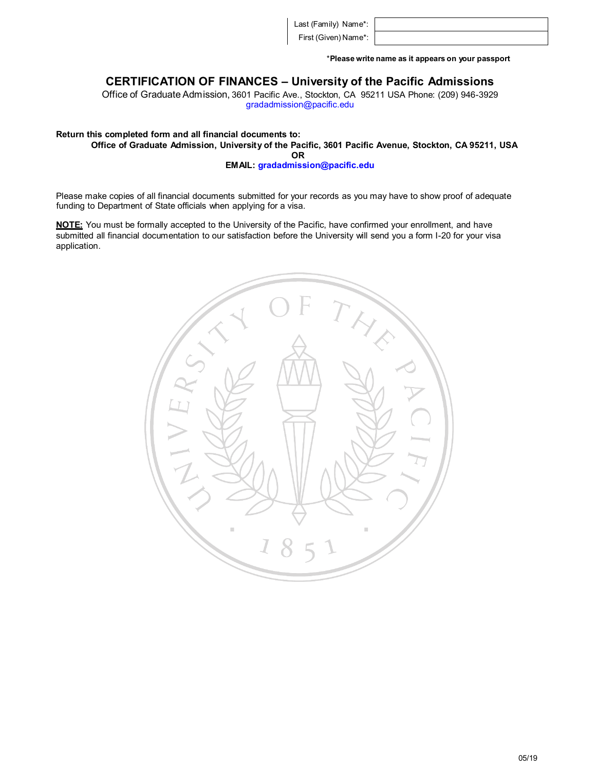| | |
|---|---|
| Last (Family) Name*: | |
| First (Given) Name*: | |

*Please write name as it appears on your passport

# CERTIFICATION OF FINANCES – University of the Pacific Admissions

Office of Graduate Admission, 3601 Pacific Ave., Stockton, CA 95211 USA Phone: (209) 946-3929
gradadmission@pacific.edu

**Return this completed form and all financial documents to:**

**Office of Graduate Admission, University of the Pacific, 3601 Pacific Avenue, Stockton, CA 95211, USA**

**OR**

**EMAIL: gradadmission@pacific.edu**

Please make copies of all financial documents submitted for your records as you may have to show proof of adequate funding to Department of State officials when applying for a visa.

**NOTE:** You must be formally accepted to the University of the Pacific, have confirmed your enrollment, and have submitted all financial documentation to our satisfaction before the University will send you a form I-20 for your visa application.

05/19